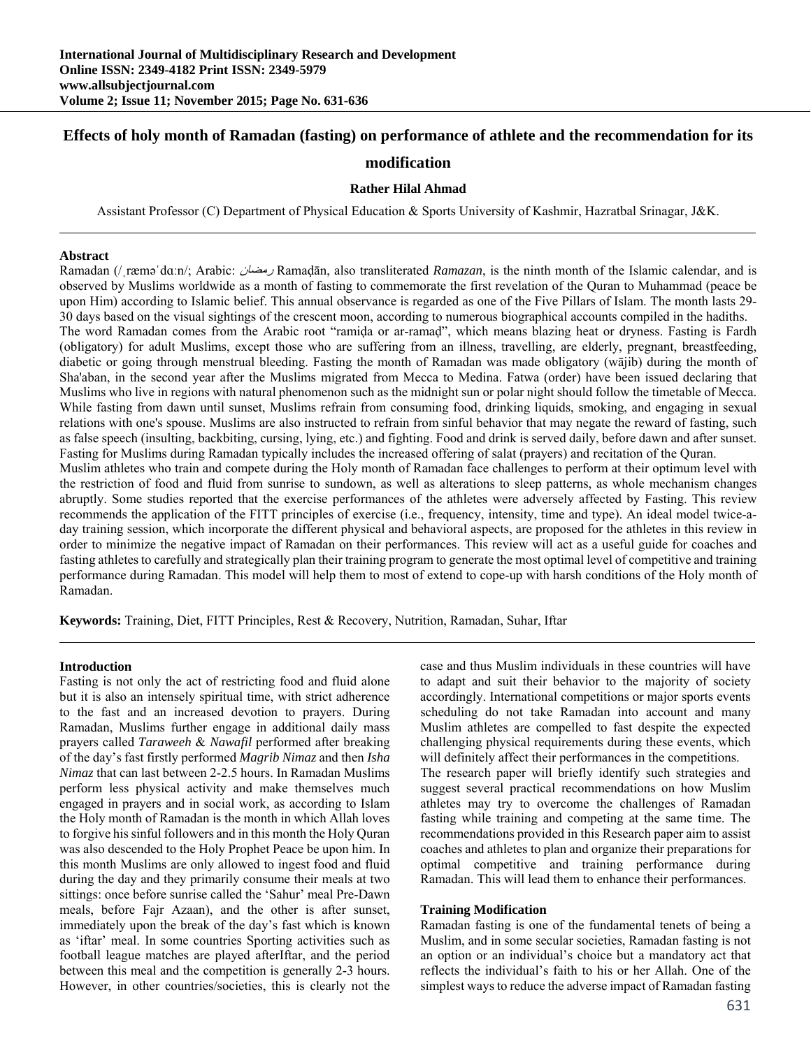# Effects of holy month of Ramadan (fasting) on performance of athlete and the recommendation for its modification

**Rather Hilal Ahmad**

Assistant Professor (C) Department of Physical Education & Sports University of Kashmir, Hazratbal Srinagar, J&K.

## Abstract

Ramadan (/ˌræməˈdɑːn/; Arabic: رمضان Ramaḍān, also transliterated *Ramazan*, is the ninth month of the Islamic calendar, and is observed by Muslims worldwide as a month of fasting to commemorate the first revelation of the Quran to Muhammad (peace be upon Him) according to Islamic belief. This annual observance is regarded as one of the Five Pillars of Islam. The month lasts 29-30 days based on the visual sightings of the crescent moon, according to numerous biographical accounts compiled in the hadiths.

The word Ramadan comes from the Arabic root "ramiḍa or ar-ramaḍ", which means blazing heat or dryness. Fasting is Fardh (obligatory) for adult Muslims, except those who are suffering from an illness, travelling, are elderly, pregnant, breastfeeding, diabetic or going through menstrual bleeding. Fasting the month of Ramadan was made obligatory (wājib) during the month of Sha'aban, in the second year after the Muslims migrated from Mecca to Medina. Fatwa (order) have been issued declaring that Muslims who live in regions with natural phenomenon such as the midnight sun or polar night should follow the timetable of Mecca. While fasting from dawn until sunset, Muslims refrain from consuming food, drinking liquids, smoking, and engaging in sexual relations with one's spouse. Muslims are also instructed to refrain from sinful behavior that may negate the reward of fasting, such as false speech (insulting, backbiting, cursing, lying, etc.) and fighting. Food and drink is served daily, before dawn and after sunset. Fasting for Muslims during Ramadan typically includes the increased offering of salat (prayers) and recitation of the Quran.

Muslim athletes who train and compete during the Holy month of Ramadan face challenges to perform at their optimum level with the restriction of food and fluid from sunrise to sundown, as well as alterations to sleep patterns, as whole mechanism changes abruptly. Some studies reported that the exercise performances of the athletes were adversely affected by Fasting. This review recommends the application of the FITT principles of exercise (i.e., frequency, intensity, time and type). An ideal model twice-a-day training session, which incorporate the different physical and behavioral aspects, are proposed for the athletes in this review in order to minimize the negative impact of Ramadan on their performances. This review will act as a useful guide for coaches and fasting athletes to carefully and strategically plan their training program to generate the most optimal level of competitive and training performance during Ramadan. This model will help them to most of extend to cope-up with harsh conditions of the Holy month of Ramadan.

**Keywords:** Training, Diet, FITT Principles, Rest & Recovery, Nutrition, Ramadan, Suhar, Iftar

## Introduction

Fasting is not only the act of restricting food and fluid alone but it is also an intensely spiritual time, with strict adherence to the fast and an increased devotion to prayers. During Ramadan, Muslims further engage in additional daily mass prayers called *Taraweeh* & *Nawafil* performed after breaking of the day's fast firstly performed *Magrib Nimaz* and then *Isha Nimaz* that can last between 2-2.5 hours. In Ramadan Muslims perform less physical activity and make themselves much engaged in prayers and in social work, as according to Islam the Holy month of Ramadan is the month in which Allah loves to forgive his sinful followers and in this month the Holy Quran was also descended to the Holy Prophet Peace be upon him. In this month Muslims are only allowed to ingest food and fluid during the day and they primarily consume their meals at two sittings: once before sunrise called the 'Sahur' meal Pre-Dawn meals, before Fajr Azaan), and the other is after sunset, immediately upon the break of the day's fast which is known as 'iftar' meal. In some countries Sporting activities such as football league matches are played afterIftar, and the period between this meal and the competition is generally 2-3 hours. However, in other countries/societies, this is clearly not the case and thus Muslim individuals in these countries will have to adapt and suit their behavior to the majority of society accordingly. International competitions or major sports events scheduling do not take Ramadan into account and many Muslim athletes are compelled to fast despite the expected challenging physical requirements during these events, which will definitely affect their performances in the competitions.

The research paper will briefly identify such strategies and suggest several practical recommendations on how Muslim athletes may try to overcome the challenges of Ramadan fasting while training and competing at the same time. The recommendations provided in this Research paper aim to assist coaches and athletes to plan and organize their preparations for optimal competitive and training performance during Ramadan. This will lead them to enhance their performances.

## Training Modification

Ramadan fasting is one of the fundamental tenets of being a Muslim, and in some secular societies, Ramadan fasting is not an option or an individual's choice but a mandatory act that reflects the individual's faith to his or her Allah. One of the simplest ways to reduce the adverse impact of Ramadan fasting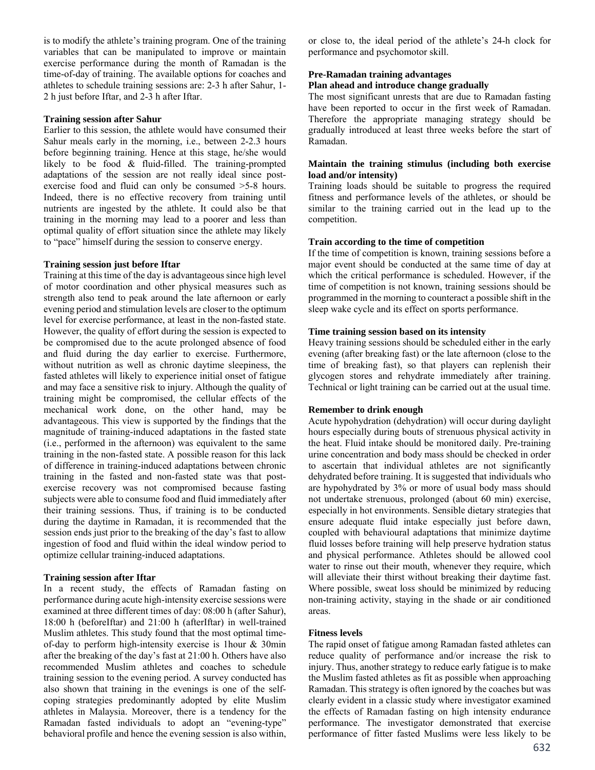is to modify the athlete's training program. One of the training variables that can be manipulated to improve or maintain exercise performance during the month of Ramadan is the time-of-day of training. The available options for coaches and athletes to schedule training sessions are: 2-3 h after Sahur, 1-2 h just before Iftar, and 2-3 h after Iftar.

**Training session after Sahur**

Earlier to this session, the athlete would have consumed their Sahur meals early in the morning, i.e., between 2-2.3 hours before beginning training. Hence at this stage, he/she would likely to be food & fluid-filled. The training-prompted adaptations of the session are not really ideal since post-exercise food and fluid can only be consumed >5-8 hours. Indeed, there is no effective recovery from training until nutrients are ingested by the athlete. It could also be that training in the morning may lead to a poorer and less than optimal quality of effort situation since the athlete may likely to "pace" himself during the session to conserve energy.

**Training session just before Iftar**

Training at this time of the day is advantageous since high level of motor coordination and other physical measures such as strength also tend to peak around the late afternoon or early evening period and stimulation levels are closer to the optimum level for exercise performance, at least in the non-fasted state. However, the quality of effort during the session is expected to be compromised due to the acute prolonged absence of food and fluid during the day earlier to exercise. Furthermore, without nutrition as well as chronic daytime sleepiness, the fasted athletes will likely to experience initial onset of fatigue and may face a sensitive risk to injury. Although the quality of training might be compromised, the cellular effects of the mechanical work done, on the other hand, may be advantageous. This view is supported by the findings that the magnitude of training-induced adaptations in the fasted state (i.e., performed in the afternoon) was equivalent to the same training in the non-fasted state. A possible reason for this lack of difference in training-induced adaptations between chronic training in the fasted and non-fasted state was that post-exercise recovery was not compromised because fasting subjects were able to consume food and fluid immediately after their training sessions. Thus, if training is to be conducted during the daytime in Ramadan, it is recommended that the session ends just prior to the breaking of the day's fast to allow ingestion of food and fluid within the ideal window period to optimize cellular training-induced adaptations.

**Training session after Iftar**

In a recent study, the effects of Ramadan fasting on performance during acute high-intensity exercise sessions were examined at three different times of day: 08:00 h (after Sahur), 18:00 h (beforeIftar) and 21:00 h (afterIftar) in well-trained Muslim athletes. This study found that the most optimal time-of-day to perform high-intensity exercise is 1hour & 30min after the breaking of the day's fast at 21:00 h. Others have also recommended Muslim athletes and coaches to schedule training session to the evening period. A survey conducted has also shown that training in the evenings is one of the self-coping strategies predominantly adopted by elite Muslim athletes in Malaysia. Moreover, there is a tendency for the Ramadan fasted individuals to adopt an "evening-type" behavioral profile and hence the evening session is also within, or close to, the ideal period of the athlete's 24-h clock for performance and psychomotor skill.

**Pre-Ramadan training advantages**

**Plan ahead and introduce change gradually**

The most significant unrests that are due to Ramadan fasting have been reported to occur in the first week of Ramadan. Therefore the appropriate managing strategy should be gradually introduced at least three weeks before the start of Ramadan.

**Maintain the training stimulus (including both exercise load and/or intensity)**

Training loads should be suitable to progress the required fitness and performance levels of the athletes, or should be similar to the training carried out in the lead up to the competition.

**Train according to the time of competition**

If the time of competition is known, training sessions before a major event should be conducted at the same time of day at which the critical performance is scheduled. However, if the time of competition is not known, training sessions should be programmed in the morning to counteract a possible shift in the sleep wake cycle and its effect on sports performance.

**Time training session based on its intensity**

Heavy training sessions should be scheduled either in the early evening (after breaking fast) or the late afternoon (close to the time of breaking fast), so that players can replenish their glycogen stores and rehydrate immediately after training. Technical or light training can be carried out at the usual time.

**Remember to drink enough**

Acute hypohydration (dehydration) will occur during daylight hours especially during bouts of strenuous physical activity in the heat. Fluid intake should be monitored daily. Pre-training urine concentration and body mass should be checked in order to ascertain that individual athletes are not significantly dehydrated before training. It is suggested that individuals who are hypohydrated by 3% or more of usual body mass should not undertake strenuous, prolonged (about 60 min) exercise, especially in hot environments. Sensible dietary strategies that ensure adequate fluid intake especially just before dawn, coupled with behavioural adaptations that minimize daytime fluid losses before training will help preserve hydration status and physical performance. Athletes should be allowed cool water to rinse out their mouth, whenever they require, which will alleviate their thirst without breaking their daytime fast. Where possible, sweat loss should be minimized by reducing non-training activity, staying in the shade or air conditioned areas.

**Fitness levels**

The rapid onset of fatigue among Ramadan fasted athletes can reduce quality of performance and/or increase the risk to injury. Thus, another strategy to reduce early fatigue is to make the Muslim fasted athletes as fit as possible when approaching Ramadan. This strategy is often ignored by the coaches but was clearly evident in a classic study where investigator examined the effects of Ramadan fasting on high intensity endurance performance. The investigator demonstrated that exercise performance of fitter fasted Muslims were less likely to be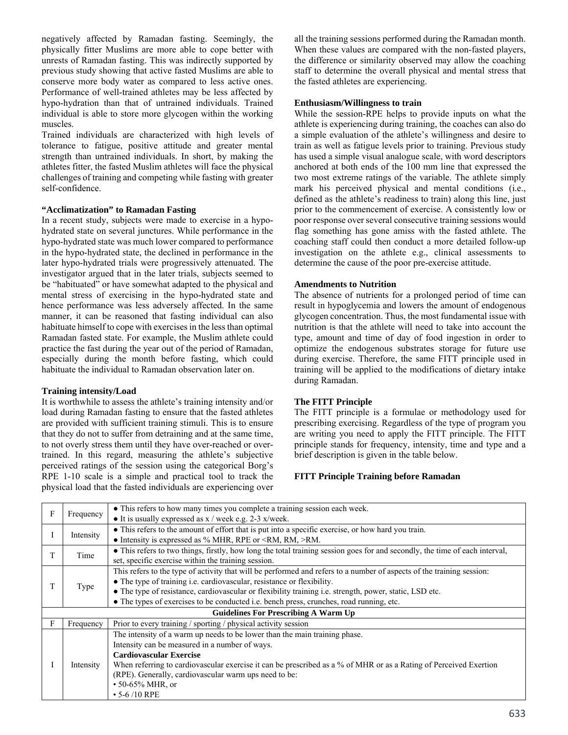negatively affected by Ramadan fasting. Seemingly, the physically fitter Muslims are more able to cope better with unrests of Ramadan fasting. This was indirectly supported by previous study showing that active fasted Muslims are able to conserve more body water as compared to less active ones. Performance of well-trained athletes may be less affected by hypo-hydration than that of untrained individuals. Trained individual is able to store more glycogen within the working muscles.

Trained individuals are characterized with high levels of tolerance to fatigue, positive attitude and greater mental strength than untrained individuals. In short, by making the athletes fitter, the fasted Muslim athletes will face the physical challenges of training and competing while fasting with greater self-confidence.

**"Acclimatization" to Ramadan Fasting**

In a recent study, subjects were made to exercise in a hypo-hydrated state on several junctures. While performance in the hypo-hydrated state was much lower compared to performance in the hypo-hydrated state, the declined in performance in the later hypo-hydrated trials were progressively attenuated. The investigator argued that in the later trials, subjects seemed to be "habituated" or have somewhat adapted to the physical and mental stress of exercising in the hypo-hydrated state and hence performance was less adversely affected. In the same manner, it can be reasoned that fasting individual can also habituate himself to cope with exercises in the less than optimal Ramadan fasted state. For example, the Muslim athlete could practice the fast during the year out of the period of Ramadan, especially during the month before fasting, which could habituate the individual to Ramadan observation later on.

**Training intensity/Load**

It is worthwhile to assess the athlete's training intensity and/or load during Ramadan fasting to ensure that the fasted athletes are provided with sufficient training stimuli. This is to ensure that they do not to suffer from detraining and at the same time, to not overly stress them until they have over-reached or over-trained. In this regard, measuring the athlete's subjective perceived ratings of the session using the categorical Borg's RPE 1-10 scale is a simple and practical tool to track the physical load that the fasted individuals are experiencing over all the training sessions performed during the Ramadan month. When these values are compared with the non-fasted players, the difference or similarity observed may allow the coaching staff to determine the overall physical and mental stress that the fasted athletes are experiencing.

**Enthusiasm/Willingness to train**

While the session-RPE helps to provide inputs on what the athlete is experiencing during training, the coaches can also do a simple evaluation of the athlete's willingness and desire to train as well as fatigue levels prior to training. Previous study has used a simple visual analogue scale, with word descriptors anchored at both ends of the 100 mm line that expressed the two most extreme ratings of the variable. The athlete simply mark his perceived physical and mental conditions (i.e., defined as the athlete's readiness to train) along this line, just prior to the commencement of exercise. A consistently low or poor response over several consecutive training sessions would flag something has gone amiss with the fasted athlete. The coaching staff could then conduct a more detailed follow-up investigation on the athlete e.g., clinical assessments to determine the cause of the poor pre-exercise attitude.

**Amendments to Nutrition**

The absence of nutrients for a prolonged period of time can result in hypoglycemia and lowers the amount of endogenous glycogen concentration. Thus, the most fundamental issue with nutrition is that the athlete will need to take into account the type, amount and time of day of food ingestion in order to optimize the endogenous substrates storage for future use during exercise. Therefore, the same FITT principle used in training will be applied to the modifications of dietary intake during Ramadan.

**The FITT Principle**

The FITT principle is a formulae or methodology used for prescribing exercising. Regardless of the type of program you are writing you need to apply the FITT principle. The FITT principle stands for frequency, intensity, time and type and a brief description is given in the table below.

**FITT Principle Training before Ramadan**

| | | |
|---|---|---|
| F | Frequency | ● This refers to how many times you complete a training session each week.<br>● It is usually expressed as x / week e.g. 2-3 x/week. |
| I | Intensity | ● This refers to the amount of effort that is put into a specific exercise, or how hard you train.<br>● Intensity is expressed as % MHR, RPE or <RM, RM, >RM. |
| T | Time | ● This refers to two things, firstly, how long the total training session goes for and secondly, the time of each interval, set, specific exercise within the training session. |
| T | Type | This refers to the type of activity that will be performed and refers to a number of aspects of the training session:<br>● The type of training i.e. cardiovascular, resistance or flexibility.<br>● The type of resistance, cardiovascular or flexibility training i.e. strength, power, static, LSD etc.<br>● The types of exercises to be conducted i.e. bench press, crunches, road running, etc. |
| **Guidelines For Prescribing A Warm Up** | | |
| F | Frequency | Prior to every training / sporting / physical activity session |
| I | Intensity | The intensity of a warm up needs to be lower than the main training phase.<br>Intensity can be measured in a number of ways.<br>**Cardiovascular Exercise**<br>When referring to cardiovascular exercise it can be prescribed as a % of MHR or as a Rating of Perceived Exertion (RPE). Generally, cardiovascular warm ups need to be:<br>• 50-65% MHR, or<br>• 5-6 /10 RPE |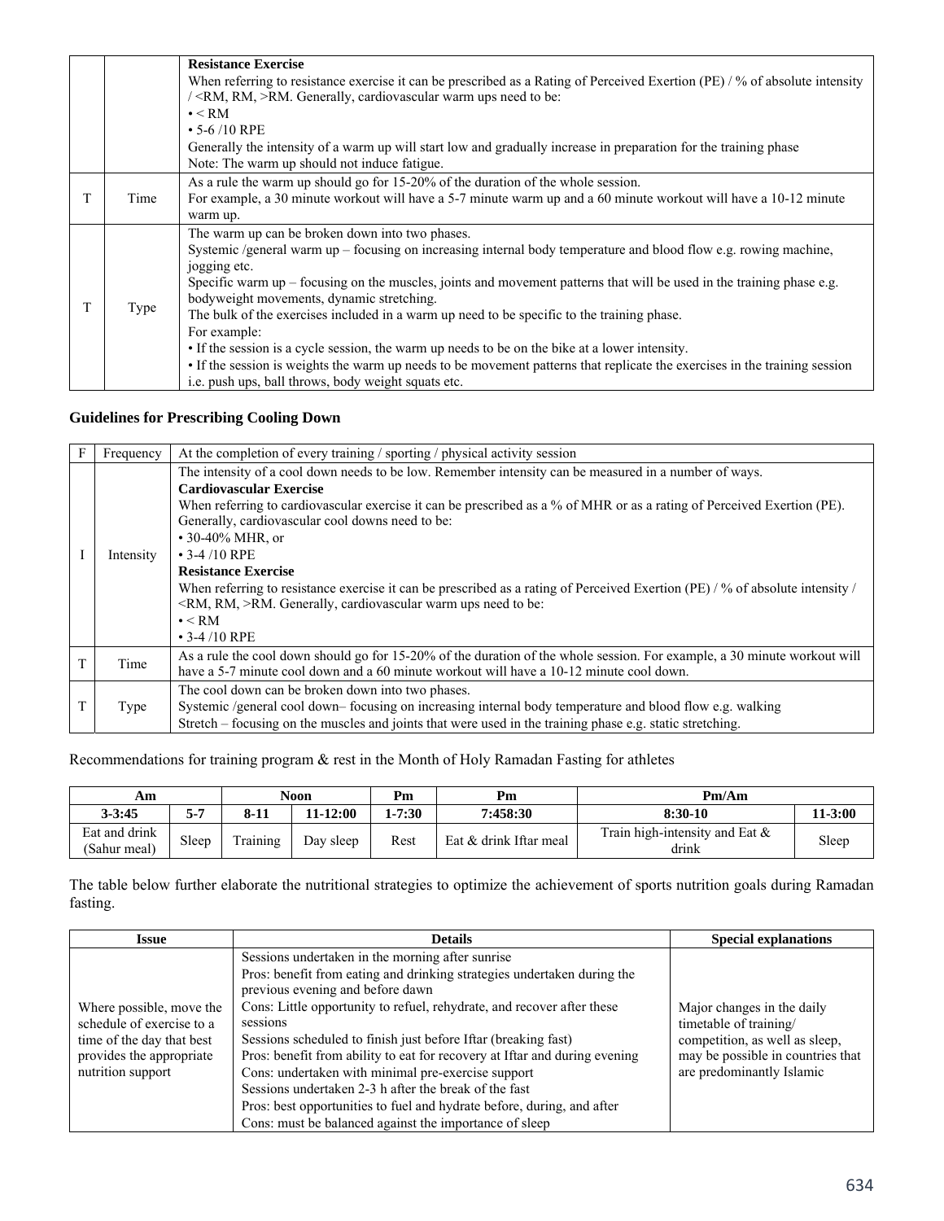| | | |
|---|---|---|
| | | **Resistance Exercise**<br>When referring to resistance exercise it can be prescribed as a Rating of Perceived Exertion (PE) / % of absolute intensity / <RM, RM, >RM. Generally, cardiovascular warm ups need to be:<br>• < RM<br>• 5-6 /10 RPE<br>Generally the intensity of a warm up will start low and gradually increase in preparation for the training phase<br>Note: The warm up should not induce fatigue. |
| T | Time | As a rule the warm up should go for 15-20% of the duration of the whole session.<br>For example, a 30 minute workout will have a 5-7 minute warm up and a 60 minute workout will have a 10-12 minute warm up. |
| T | Type | The warm up can be broken down into two phases.<br>Systemic /general warm up – focusing on increasing internal body temperature and blood flow e.g. rowing machine, jogging etc.<br>Specific warm up – focusing on the muscles, joints and movement patterns that will be used in the training phase e.g. bodyweight movements, dynamic stretching.<br>The bulk of the exercises included in a warm up need to be specific to the training phase.<br>For example:<br>• If the session is a cycle session, the warm up needs to be on the bike at a lower intensity.<br>• If the session is weights the warm up needs to be movement patterns that replicate the exercises in the training session i.e. push ups, ball throws, body weight squats etc. |

**Guidelines for Prescribing Cooling Down**

| | | |
|---|---|---|
| F | Frequency | At the completion of every training / sporting / physical activity session |
| I | Intensity | The intensity of a cool down needs to be low. Remember intensity can be measured in a number of ways.<br>**Cardiovascular Exercise**<br>When referring to cardiovascular exercise it can be prescribed as a % of MHR or as a rating of Perceived Exertion (PE). Generally, cardiovascular cool downs need to be:<br>• 30-40% MHR, or<br>• 3-4 /10 RPE<br>**Resistance Exercise**<br>When referring to resistance exercise it can be prescribed as a rating of Perceived Exertion (PE) / % of absolute intensity / <RM, RM, >RM. Generally, cardiovascular warm ups need to be:<br>• < RM<br>• 3-4 /10 RPE |
| T | Time | As a rule the cool down should go for 15-20% of the duration of the whole session. For example, a 30 minute workout will have a 5-7 minute cool down and a 60 minute workout will have a 10-12 minute cool down. |
| T | Type | The cool down can be broken down into two phases.<br>Systemic /general cool down– focusing on increasing internal body temperature and blood flow e.g. walking<br>Stretch – focusing on the muscles and joints that were used in the training phase e.g. static stretching. |

Recommendations for training program & rest in the Month of Holy Ramadan Fasting for athletes

| Am | | Noon | | Pm | Pm | Pm/Am | |
|---|---|---|---|---|---|---|---|
| **3-3:45** | **5-7** | **8-11** | **11-12:00** | **1-7:30** | **7:458:30** | **8:30-10** | **11-3:00** |
| Eat and drink (Sahur meal) | Sleep | Training | Day sleep | Rest | Eat & drink Iftar meal | Train high-intensity and Eat & drink | Sleep |

The table below further elaborate the nutritional strategies to optimize the achievement of sports nutrition goals during Ramadan fasting.

| Issue | Details | Special explanations |
|---|---|---|
| Where possible, move the schedule of exercise to a time of the day that best provides the appropriate nutrition support | Sessions undertaken in the morning after sunrise<br>Pros: benefit from eating and drinking strategies undertaken during the previous evening and before dawn<br>Cons: Little opportunity to refuel, rehydrate, and recover after these sessions<br>Sessions scheduled to finish just before Iftar (breaking fast)<br>Pros: benefit from ability to eat for recovery at Iftar and during evening<br>Cons: undertaken with minimal pre-exercise support<br>Sessions undertaken 2-3 h after the break of the fast<br>Pros: best opportunities to fuel and hydrate before, during, and after<br>Cons: must be balanced against the importance of sleep | Major changes in the daily timetable of training/ competition, as well as sleep, may be possible in countries that are predominantly Islamic |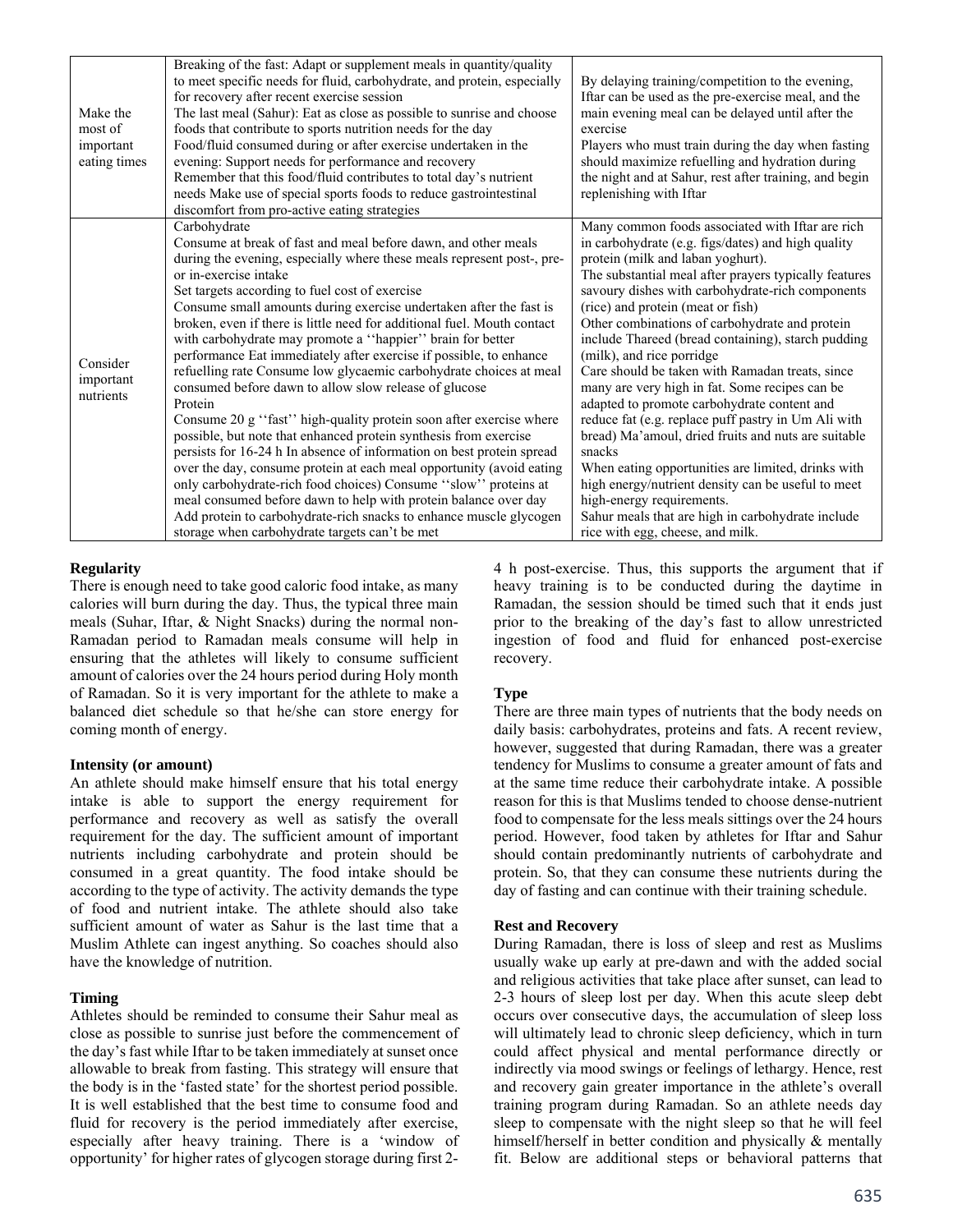| | | |
|---|---|---|
| Make the most of important eating times | Breaking of the fast: Adapt or supplement meals in quantity/quality to meet specific needs for fluid, carbohydrate, and protein, especially for recovery after recent exercise session<br>The last meal (Sahur): Eat as close as possible to sunrise and choose foods that contribute to sports nutrition needs for the day<br>Food/fluid consumed during or after exercise undertaken in the evening: Support needs for performance and recovery<br>Remember that this food/fluid contributes to total day's nutrient needs Make use of special sports foods to reduce gastrointestinal discomfort from pro-active eating strategies | By delaying training/competition to the evening, Iftar can be used as the pre-exercise meal, and the main evening meal can be delayed until after the exercise<br>Players who must train during the day when fasting should maximize refuelling and hydration during the night and at Sahur, rest after training, and begin replenishing with Iftar |
| Consider important nutrients | Carbohydrate<br>Consume at break of fast and meal before dawn, and other meals during the evening, especially where these meals represent post-, pre- or in-exercise intake<br>Set targets according to fuel cost of exercise<br>Consume small amounts during exercise undertaken after the fast is broken, even if there is little need for additional fuel. Mouth contact with carbohydrate may promote a ''happier'' brain for better performance Eat immediately after exercise if possible, to enhance refuelling rate Consume low glycaemic carbohydrate choices at meal consumed before dawn to allow slow release of glucose<br>Protein<br>Consume 20 g ''fast'' high-quality protein soon after exercise where possible, but note that enhanced protein synthesis from exercise persists for 16-24 h In absence of information on best protein spread over the day, consume protein at each meal opportunity (avoid eating only carbohydrate-rich food choices) Consume ''slow'' proteins at meal consumed before dawn to help with protein balance over day<br>Add protein to carbohydrate-rich snacks to enhance muscle glycogen storage when carbohydrate targets can't be met | Many common foods associated with Iftar are rich in carbohydrate (e.g. figs/dates) and high quality protein (milk and laban yoghurt).<br>The substantial meal after prayers typically features savoury dishes with carbohydrate-rich components (rice) and protein (meat or fish)<br>Other combinations of carbohydrate and protein include Thareed (bread containing), starch pudding (milk), and rice porridge<br>Care should be taken with Ramadan treats, since many are very high in fat. Some recipes can be adapted to promote carbohydrate content and reduce fat (e.g. replace puff pastry in Um Ali with bread) Ma'amoul, dried fruits and nuts are suitable snacks<br>When eating opportunities are limited, drinks with high energy/nutrient density can be useful to meet high-energy requirements.<br>Sahur meals that are high in carbohydrate include rice with egg, cheese, and milk. |

**Regularity**

There is enough need to take good caloric food intake, as many calories will burn during the day. Thus, the typical three main meals (Suhar, Iftar, & Night Snacks) during the normal non-Ramadan period to Ramadan meals consume will help in ensuring that the athletes will likely to consume sufficient amount of calories over the 24 hours period during Holy month of Ramadan. So it is very important for the athlete to make a balanced diet schedule so that he/she can store energy for coming month of energy.

**Intensity (or amount)**

An athlete should make himself ensure that his total energy intake is able to support the energy requirement for performance and recovery as well as satisfy the overall requirement for the day. The sufficient amount of important nutrients including carbohydrate and protein should be consumed in a great quantity. The food intake should be according to the type of activity. The activity demands the type of food and nutrient intake. The athlete should also take sufficient amount of water as Sahur is the last time that a Muslim Athlete can ingest anything. So coaches should also have the knowledge of nutrition.

**Timing**

Athletes should be reminded to consume their Sahur meal as close as possible to sunrise just before the commencement of the day's fast while Iftar to be taken immediately at sunset once allowable to break from fasting. This strategy will ensure that the body is in the 'fasted state' for the shortest period possible. It is well established that the best time to consume food and fluid for recovery is the period immediately after exercise, especially after heavy training. There is a 'window of opportunity' for higher rates of glycogen storage during first 2-4 h post-exercise. Thus, this supports the argument that if heavy training is to be conducted during the daytime in Ramadan, the session should be timed such that it ends just prior to the breaking of the day's fast to allow unrestricted ingestion of food and fluid for enhanced post-exercise recovery.

**Type**

There are three main types of nutrients that the body needs on daily basis: carbohydrates, proteins and fats. A recent review, however, suggested that during Ramadan, there was a greater tendency for Muslims to consume a greater amount of fats and at the same time reduce their carbohydrate intake. A possible reason for this is that Muslims tended to choose dense-nutrient food to compensate for the less meals sittings over the 24 hours period. However, food taken by athletes for Iftar and Sahur should contain predominantly nutrients of carbohydrate and protein. So, that they can consume these nutrients during the day of fasting and can continue with their training schedule.

**Rest and Recovery**

During Ramadan, there is loss of sleep and rest as Muslims usually wake up early at pre-dawn and with the added social and religious activities that take place after sunset, can lead to 2-3 hours of sleep lost per day. When this acute sleep debt occurs over consecutive days, the accumulation of sleep loss will ultimately lead to chronic sleep deficiency, which in turn could affect physical and mental performance directly or indirectly via mood swings or feelings of lethargy. Hence, rest and recovery gain greater importance in the athlete's overall training program during Ramadan. So an athlete needs day sleep to compensate with the night sleep so that he will feel himself/herself in better condition and physically & mentally fit. Below are additional steps or behavioral patterns that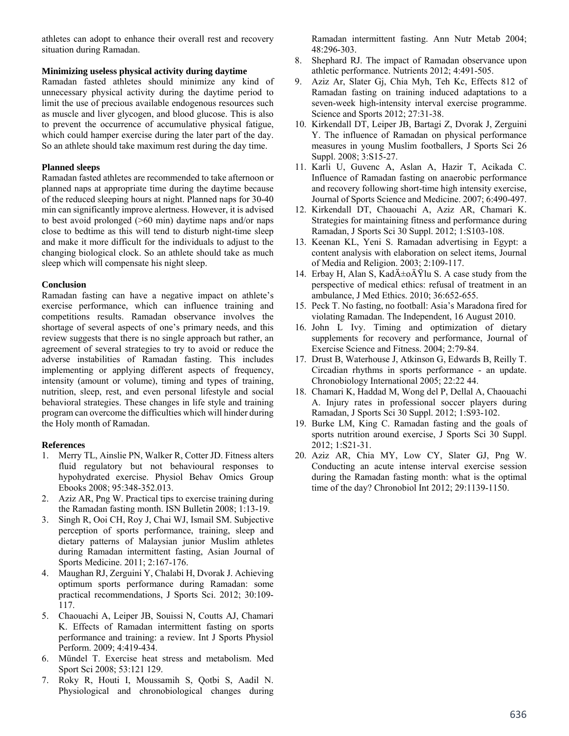athletes can adopt to enhance their overall rest and recovery situation during Ramadan.

**Minimizing useless physical activity during daytime**

Ramadan fasted athletes should minimize any kind of unnecessary physical activity during the daytime period to limit the use of precious available endogenous resources such as muscle and liver glycogen, and blood glucose. This is also to prevent the occurrence of accumulative physical fatigue, which could hamper exercise during the later part of the day. So an athlete should take maximum rest during the day time.

**Planned sleeps**

Ramadan fasted athletes are recommended to take afternoon or planned naps at appropriate time during the daytime because of the reduced sleeping hours at night. Planned naps for 30-40 min can significantly improve alertness. However, it is advised to best avoid prolonged (>60 min) daytime naps and/or naps close to bedtime as this will tend to disturb night-time sleep and make it more difficult for the individuals to adjust to the changing biological clock. So an athlete should take as much sleep which will compensate his night sleep.

**Conclusion**

Ramadan fasting can have a negative impact on athlete's exercise performance, which can influence training and competitions results. Ramadan observance involves the shortage of several aspects of one's primary needs, and this review suggests that there is no single approach but rather, an agreement of several strategies to try to avoid or reduce the adverse instabilities of Ramadan fasting. This includes implementing or applying different aspects of frequency, intensity (amount or volume), timing and types of training, nutrition, sleep, rest, and even personal lifestyle and social behavioral strategies. These changes in life style and training program can overcome the difficulties which will hinder during the Holy month of Ramadan.

**References**

1. Merry TL, Ainslie PN, Walker R, Cotter JD. Fitness alters fluid regulatory but not behavioural responses to hypohydrated exercise. Physiol Behav Omics Group Ebooks 2008; 95:348-352.013.
2. Aziz AR, Png W. Practical tips to exercise training during the Ramadan fasting month. ISN Bulletin 2008; 1:13-19.
3. Singh R, Ooi CH, Roy J, Chai WJ, Ismail SM. Subjective perception of sports performance, training, sleep and dietary patterns of Malaysian junior Muslim athletes during Ramadan intermittent fasting, Asian Journal of Sports Medicine. 2011; 2:167-176.
4. Maughan RJ, Zerguini Y, Chalabi H, Dvorak J. Achieving optimum sports performance during Ramadan: some practical recommendations, J Sports Sci. 2012; 30:109-117.
5. Chaouachi A, Leiper JB, Souissi N, Coutts AJ, Chamari K. Effects of Ramadan intermittent fasting on sports performance and training: a review. Int J Sports Physiol Perform. 2009; 4:419-434.
6. Mündel T. Exercise heat stress and metabolism. Med Sport Sci 2008; 53:121 129.
7. Roky R, Houti I, Moussamih S, Qotbi S, Aadil N. Physiological and chronobiological changes during Ramadan intermittent fasting. Ann Nutr Metab 2004; 48:296-303.
8. Shephard RJ. The impact of Ramadan observance upon athletic performance. Nutrients 2012; 4:491-505.
9. Aziz Ar, Slater Gj, Chia Myh, Teh Kc, Effects 812 of Ramadan fasting on training induced adaptations to a seven-week high-intensity interval exercise programme. Science and Sports 2012; 27:31-38.
10. Kirkendall DT, Leiper JB, Bartagi Z, Dvorak J, Zerguini Y. The influence of Ramadan on physical performance measures in young Muslim footballers, J Sports Sci 26 Suppl. 2008; 3:S15-27.
11. Karli U, Guvenc A, Aslan A, Hazir T, Acikada C. Influence of Ramadan fasting on anaerobic performance and recovery following short-time high intensity exercise, Journal of Sports Science and Medicine. 2007; 6:490-497.
12. Kirkendall DT, Chaouachi A, Aziz AR, Chamari K. Strategies for maintaining fitness and performance during Ramadan, J Sports Sci 30 Suppl. 2012; 1:S103-108.
13. Keenan KL, Yeni S. Ramadan advertising in Egypt: a content analysis with elaboration on select items, Journal of Media and Religion. 2003; 2:109-117.
14. Erbay H, Alan S, KadÄ±oÄŸlu S. A case study from the perspective of medical ethics: refusal of treatment in an ambulance, J Med Ethics. 2010; 36:652-655.
15. Peck T. No fasting, no football: Asia's Maradona fired for violating Ramadan. The Independent, 16 August 2010.
16. John L Ivy. Timing and optimization of dietary supplements for recovery and performance, Journal of Exercise Science and Fitness. 2004; 2:79-84.
17. Drust B, Waterhouse J, Atkinson G, Edwards B, Reilly T. Circadian rhythms in sports performance - an update. Chronobiology International 2005; 22:22 44.
18. Chamari K, Haddad M, Wong del P, Dellal A, Chaouachi A. Injury rates in professional soccer players during Ramadan, J Sports Sci 30 Suppl. 2012; 1:S93-102.
19. Burke LM, King C. Ramadan fasting and the goals of sports nutrition around exercise, J Sports Sci 30 Suppl. 2012; 1:S21-31.
20. Aziz AR, Chia MY, Low CY, Slater GJ, Png W. Conducting an acute intense interval exercise session during the Ramadan fasting month: what is the optimal time of the day? Chronobiol Int 2012; 29:1139-1150.